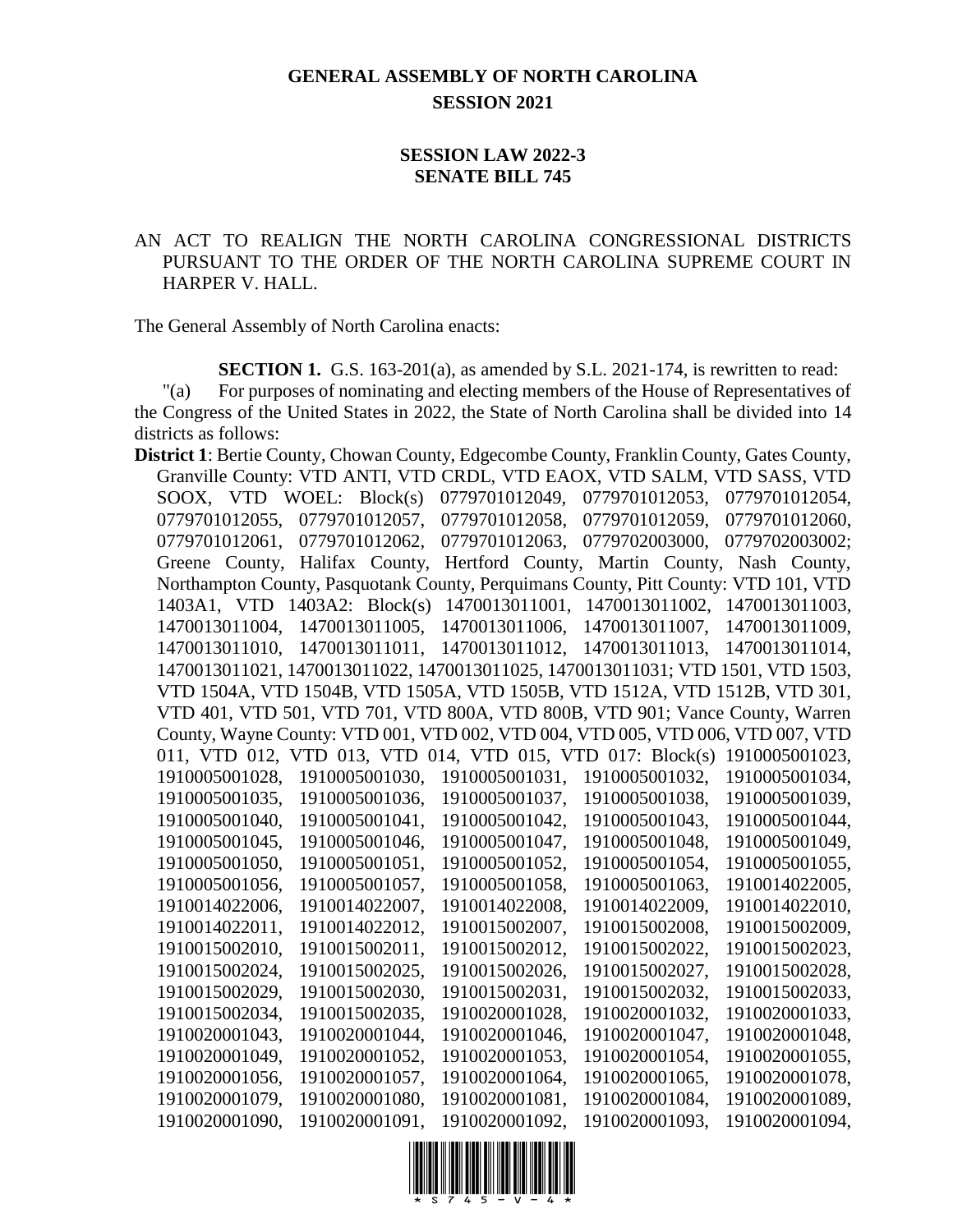# GENERAL ASSEMBLY OF NORTH CAROLINA
## SESSION 2021

### SESSION LAW 2022-3
### SENATE BILL 745

AN ACT TO REALIGN THE NORTH CAROLINA CONGRESSIONAL DISTRICTS PURSUANT TO THE ORDER OF THE NORTH CAROLINA SUPREME COURT IN HARPER V. HALL.

The General Assembly of North Carolina enacts:

**SECTION 1.** G.S. 163-201(a), as amended by S.L. 2021-174, is rewritten to read:

"(a) For purposes of nominating and electing members of the House of Representatives of the Congress of the United States in 2022, the State of North Carolina shall be divided into 14 districts as follows:

**District 1**: Bertie County, Chowan County, Edgecombe County, Franklin County, Gates County, Granville County: VTD ANTI, VTD CRDL, VTD EAOX, VTD SALM, VTD SASS, VTD SOOX, VTD WOEL: Block(s) 0779701012049, 0779701012053, 0779701012054, 0779701012055, 0779701012057, 0779701012058, 0779701012059, 0779701012060, 0779701012061, 0779701012062, 0779701012063, 0779702003000, 0779702003002; Greene County, Halifax County, Hertford County, Martin County, Nash County, Northampton County, Pasquotank County, Perquimans County, Pitt County: VTD 101, VTD 1403A1, VTD 1403A2: Block(s) 1470013011001, 1470013011002, 1470013011003, 1470013011004, 1470013011005, 1470013011006, 1470013011007, 1470013011009, 1470013011010, 1470013011011, 1470013011012, 1470013011013, 1470013011014, 1470013011021, 1470013011022, 1470013011025, 1470013011031; VTD 1501, VTD 1503, VTD 1504A, VTD 1504B, VTD 1505A, VTD 1505B, VTD 1512A, VTD 1512B, VTD 301, VTD 401, VTD 501, VTD 701, VTD 800A, VTD 800B, VTD 901; Vance County, Warren County, Wayne County: VTD 001, VTD 002, VTD 004, VTD 005, VTD 006, VTD 007, VTD 011, VTD 012, VTD 013, VTD 014, VTD 015, VTD 017: Block(s) 1910005001023, 1910005001028, 1910005001030, 1910005001031, 1910005001032, 1910005001034, 1910005001035, 1910005001036, 1910005001037, 1910005001038, 1910005001039, 1910005001040, 1910005001041, 1910005001042, 1910005001043, 1910005001044, 1910005001045, 1910005001046, 1910005001047, 1910005001048, 1910005001049, 1910005001050, 1910005001051, 1910005001052, 1910005001054, 1910005001055, 1910005001056, 1910005001057, 1910005001058, 1910005001063, 1910014022005, 1910014022006, 1910014022007, 1910014022008, 1910014022009, 1910014022010, 1910014022011, 1910014022012, 1910015002007, 1910015002008, 1910015002009, 1910015002010, 1910015002011, 1910015002012, 1910015002022, 1910015002023, 1910015002024, 1910015002025, 1910015002026, 1910015002027, 1910015002028, 1910015002029, 1910015002030, 1910015002031, 1910015002032, 1910015002033, 1910015002034, 1910015002035, 1910020001028, 1910020001032, 1910020001033, 1910020001043, 1910020001044, 1910020001046, 1910020001047, 1910020001048, 1910020001049, 1910020001052, 1910020001053, 1910020001054, 1910020001055, 1910020001056, 1910020001057, 1910020001064, 1910020001065, 1910020001078, 1910020001079, 1910020001080, 1910020001081, 1910020001084, 1910020001089, 1910020001090, 1910020001091, 1910020001092, 1910020001093, 1910020001094,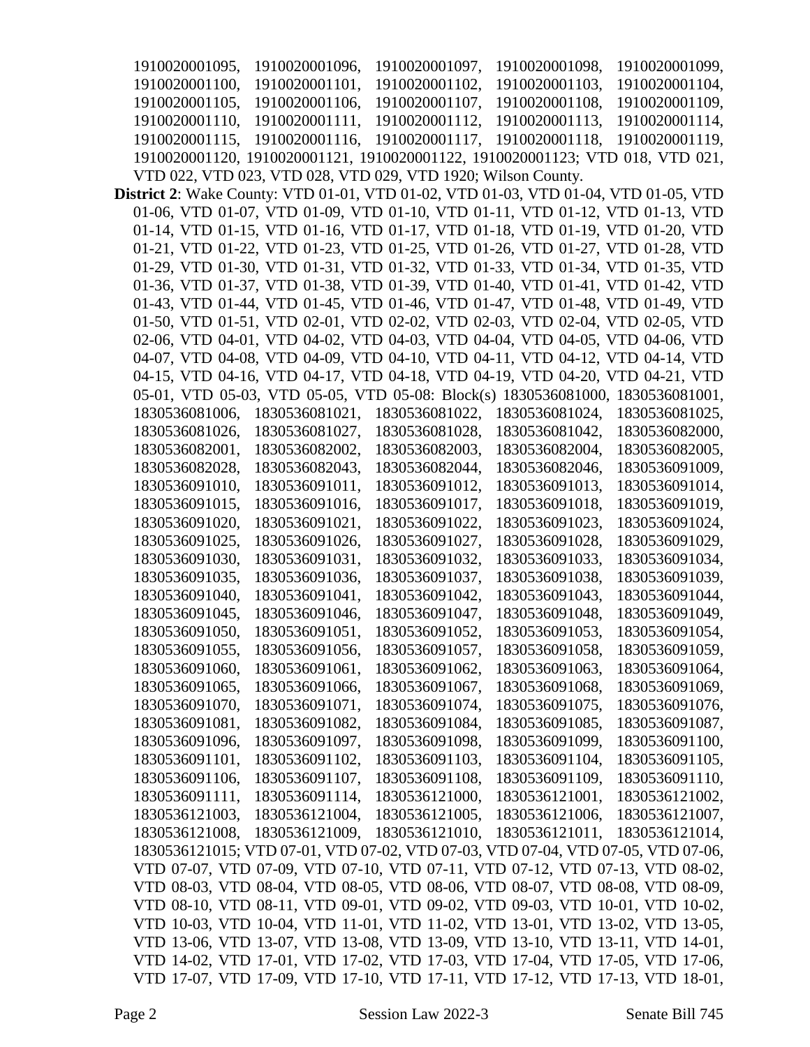1910020001095, 1910020001096, 1910020001097, 1910020001098, 1910020001099, 1910020001100, 1910020001101, 1910020001102, 1910020001103, 1910020001104, 1910020001105, 1910020001106, 1910020001107, 1910020001108, 1910020001109, 1910020001110, 1910020001111, 1910020001112, 1910020001113, 1910020001114, 1910020001115, 1910020001116, 1910020001117, 1910020001118, 1910020001119, 1910020001120, 1910020001121, 1910020001122, 1910020001123; VTD 018, VTD 021, VTD 022, VTD 023, VTD 028, VTD 029, VTD 1920; Wilson County.

**District 2**: Wake County: VTD 01-01, VTD 01-02, VTD 01-03, VTD 01-04, VTD 01-05, VTD 01-06, VTD 01-07, VTD 01-09, VTD 01-10, VTD 01-11, VTD 01-12, VTD 01-13, VTD 01-14, VTD 01-15, VTD 01-16, VTD 01-17, VTD 01-18, VTD 01-19, VTD 01-20, VTD 01-21, VTD 01-22, VTD 01-23, VTD 01-25, VTD 01-26, VTD 01-27, VTD 01-28, VTD 01-29, VTD 01-30, VTD 01-31, VTD 01-32, VTD 01-33, VTD 01-34, VTD 01-35, VTD 01-36, VTD 01-37, VTD 01-38, VTD 01-39, VTD 01-40, VTD 01-41, VTD 01-42, VTD 01-43, VTD 01-44, VTD 01-45, VTD 01-46, VTD 01-47, VTD 01-48, VTD 01-49, VTD 01-50, VTD 01-51, VTD 02-01, VTD 02-02, VTD 02-03, VTD 02-04, VTD 02-05, VTD 02-06, VTD 04-01, VTD 04-02, VTD 04-03, VTD 04-04, VTD 04-05, VTD 04-06, VTD 04-07, VTD 04-08, VTD 04-09, VTD 04-10, VTD 04-11, VTD 04-12, VTD 04-14, VTD 04-15, VTD 04-16, VTD 04-17, VTD 04-18, VTD 04-19, VTD 04-20, VTD 04-21, VTD 05-01, VTD 05-03, VTD 05-05, VTD 05-08: Block(s) 1830536081000, 1830536081001, 1830536081006, 1830536081021, 1830536081022, 1830536081024, 1830536081025, 1830536081026, 1830536081027, 1830536081028, 1830536081042, 1830536082000, 1830536082001, 1830536082002, 1830536082003, 1830536082004, 1830536082005, 1830536082028, 1830536082043, 1830536082044, 1830536082046, 1830536091009, 1830536091010, 1830536091011, 1830536091012, 1830536091013, 1830536091014, 1830536091015, 1830536091016, 1830536091017, 1830536091018, 1830536091019, 1830536091020, 1830536091021, 1830536091022, 1830536091023, 1830536091024, 1830536091025, 1830536091026, 1830536091027, 1830536091028, 1830536091029, 1830536091030, 1830536091031, 1830536091032, 1830536091033, 1830536091034, 1830536091035, 1830536091036, 1830536091037, 1830536091038, 1830536091039, 1830536091040, 1830536091041, 1830536091042, 1830536091043, 1830536091044, 1830536091045, 1830536091046, 1830536091047, 1830536091048, 1830536091049, 1830536091050, 1830536091051, 1830536091052, 1830536091053, 1830536091054, 1830536091055, 1830536091056, 1830536091057, 1830536091058, 1830536091059, 1830536091060, 1830536091061, 1830536091062, 1830536091063, 1830536091064, 1830536091065, 1830536091066, 1830536091067, 1830536091068, 1830536091069, 1830536091070, 1830536091071, 1830536091074, 1830536091075, 1830536091076, 1830536091081, 1830536091082, 1830536091084, 1830536091085, 1830536091087, 1830536091096, 1830536091097, 1830536091098, 1830536091099, 1830536091100, 1830536091101, 1830536091102, 1830536091103, 1830536091104, 1830536091105, 1830536091106, 1830536091107, 1830536091108, 1830536091109, 1830536091110, 1830536091111, 1830536091114, 1830536121000, 1830536121001, 1830536121002, 1830536121003, 1830536121004, 1830536121005, 1830536121006, 1830536121007, 1830536121008, 1830536121009, 1830536121010, 1830536121011, 1830536121014, 1830536121015; VTD 07-01, VTD 07-02, VTD 07-03, VTD 07-04, VTD 07-05, VTD 07-06, VTD 07-07, VTD 07-09, VTD 07-10, VTD 07-11, VTD 07-12, VTD 07-13, VTD 08-02, VTD 08-03, VTD 08-04, VTD 08-05, VTD 08-06, VTD 08-07, VTD 08-08, VTD 08-09, VTD 08-10, VTD 08-11, VTD 09-01, VTD 09-02, VTD 09-03, VTD 10-01, VTD 10-02, VTD 10-03, VTD 10-04, VTD 11-01, VTD 11-02, VTD 13-01, VTD 13-02, VTD 13-05, VTD 13-06, VTD 13-07, VTD 13-08, VTD 13-09, VTD 13-10, VTD 13-11, VTD 14-01, VTD 14-02, VTD 17-01, VTD 17-02, VTD 17-03, VTD 17-04, VTD 17-05, VTD 17-06, VTD 17-07, VTD 17-09, VTD 17-10, VTD 17-11, VTD 17-12, VTD 17-13, VTD 18-01,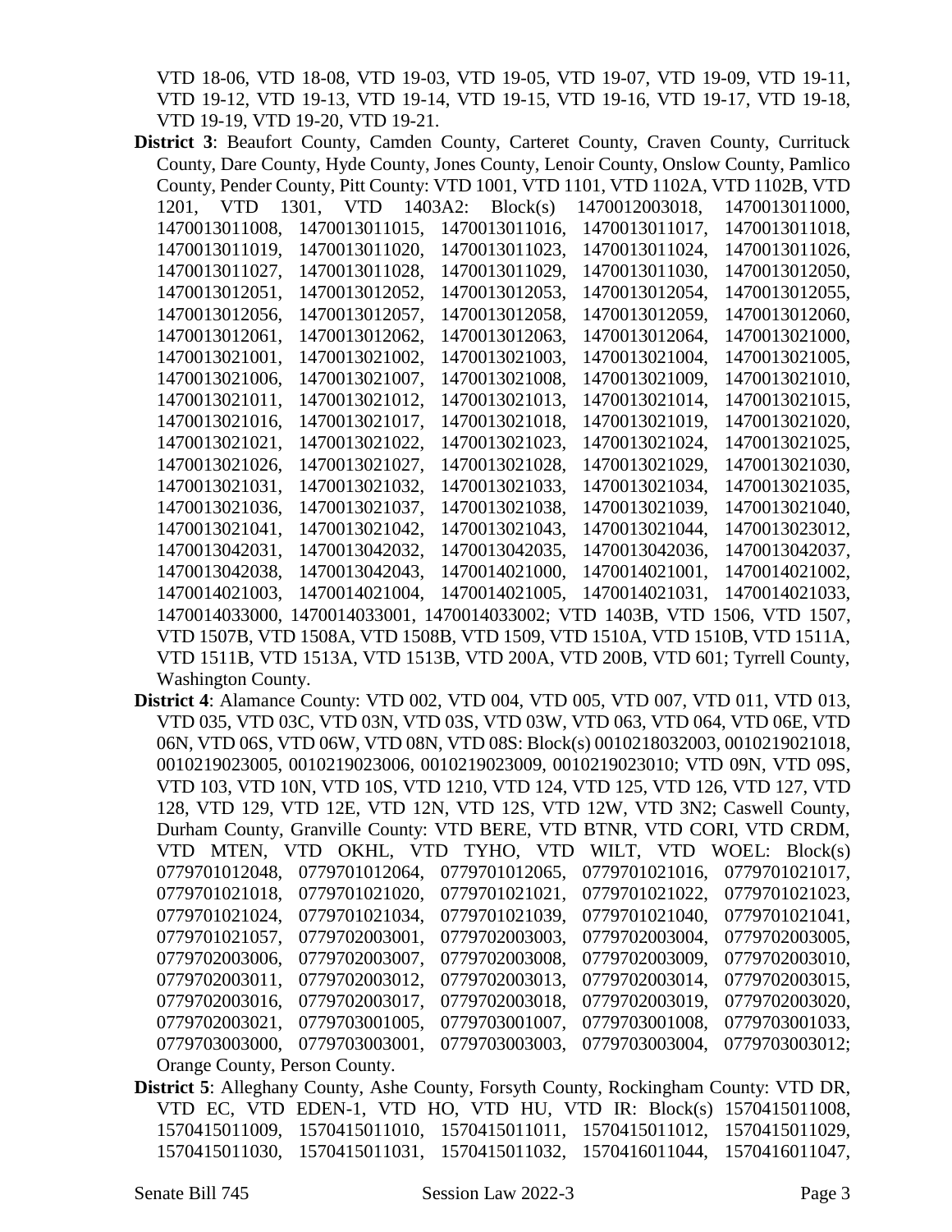VTD 18-06, VTD 18-08, VTD 19-03, VTD 19-05, VTD 19-07, VTD 19-09, VTD 19-11, VTD 19-12, VTD 19-13, VTD 19-14, VTD 19-15, VTD 19-16, VTD 19-17, VTD 19-18, VTD 19-19, VTD 19-20, VTD 19-21.

**District 3**: Beaufort County, Camden County, Carteret County, Craven County, Currituck County, Dare County, Hyde County, Jones County, Lenoir County, Onslow County, Pamlico County, Pender County, Pitt County: VTD 1001, VTD 1101, VTD 1102A, VTD 1102B, VTD 1201, VTD 1301, VTD 1403A2: Block(s) 1470012003018, 1470013011000, 1470013011008, 1470013011015, 1470013011016, 1470013011017, 1470013011018, 1470013011019, 1470013011020, 1470013011023, 1470013011024, 1470013011026, 1470013011027, 1470013011028, 1470013011029, 1470013011030, 1470013012050, 1470013012051, 1470013012052, 1470013012053, 1470013012054, 1470013012055, 1470013012056, 1470013012057, 1470013012058, 1470013012059, 1470013012060, 1470013012061, 1470013012062, 1470013012063, 1470013012064, 1470013021000, 1470013021001, 1470013021002, 1470013021003, 1470013021004, 1470013021005, 1470013021006, 1470013021007, 1470013021008, 1470013021009, 1470013021010, 1470013021011, 1470013021012, 1470013021013, 1470013021014, 1470013021015, 1470013021016, 1470013021017, 1470013021018, 1470013021019, 1470013021020, 1470013021021, 1470013021022, 1470013021023, 1470013021024, 1470013021025, 1470013021026, 1470013021027, 1470013021028, 1470013021029, 1470013021030, 1470013021031, 1470013021032, 1470013021033, 1470013021034, 1470013021035, 1470013021036, 1470013021037, 1470013021038, 1470013021039, 1470013021040, 1470013021041, 1470013021042, 1470013021043, 1470013021044, 1470013023012, 1470013042031, 1470013042032, 1470013042035, 1470013042036, 1470013042037, 1470013042038, 1470013042043, 1470014021000, 1470014021001, 1470014021002, 1470014021003, 1470014021004, 1470014021005, 1470014021031, 1470014021033, 1470014033000, 1470014033001, 1470014033002; VTD 1403B, VTD 1506, VTD 1507, VTD 1507B, VTD 1508A, VTD 1508B, VTD 1509, VTD 1510A, VTD 1510B, VTD 1511A, VTD 1511B, VTD 1513A, VTD 1513B, VTD 200A, VTD 200B, VTD 601; Tyrrell County, Washington County.

**District 4**: Alamance County: VTD 002, VTD 004, VTD 005, VTD 007, VTD 011, VTD 013, VTD 035, VTD 03C, VTD 03N, VTD 03S, VTD 03W, VTD 063, VTD 064, VTD 06E, VTD 06N, VTD 06S, VTD 06W, VTD 08N, VTD 08S: Block(s) 0010218032003, 0010219021018, 0010219023005, 0010219023006, 0010219023009, 0010219023010; VTD 09N, VTD 09S, VTD 103, VTD 10N, VTD 10S, VTD 1210, VTD 124, VTD 125, VTD 126, VTD 127, VTD 128, VTD 129, VTD 12E, VTD 12N, VTD 12S, VTD 12W, VTD 3N2; Caswell County, Durham County, Granville County: VTD BERE, VTD BTNR, VTD CORI, VTD CRDM, VTD MTEN, VTD OKHL, VTD TYHO, VTD WILT, VTD WOEL: Block(s) 0779701012048, 0779701012064, 0779701012065, 0779701021016, 0779701021017, 0779701021018, 0779701021020, 0779701021021, 0779701021022, 0779701021023, 0779701021024, 0779701021034, 0779701021039, 0779701021040, 0779701021041, 0779701021057, 0779702003001, 0779702003003, 0779702003004, 0779702003005, 0779702003006, 0779702003007, 0779702003008, 0779702003009, 0779702003010, 0779702003011, 0779702003012, 0779702003013, 0779702003014, 0779702003015, 0779702003016, 0779702003017, 0779702003018, 0779702003019, 0779702003020, 0779702003021, 0779703001005, 0779703001007, 0779703001008, 0779703001033, 0779703003000, 0779703003001, 0779703003003, 0779703003004, 0779703003012; Orange County, Person County.

**District 5**: Alleghany County, Ashe County, Forsyth County, Rockingham County: VTD DR, VTD EC, VTD EDEN-1, VTD HO, VTD HU, VTD IR: Block(s) 1570415011008, 1570415011009, 1570415011010, 1570415011011, 1570415011012, 1570415011029, 1570415011030, 1570415011031, 1570415011032, 1570416011044, 1570416011047,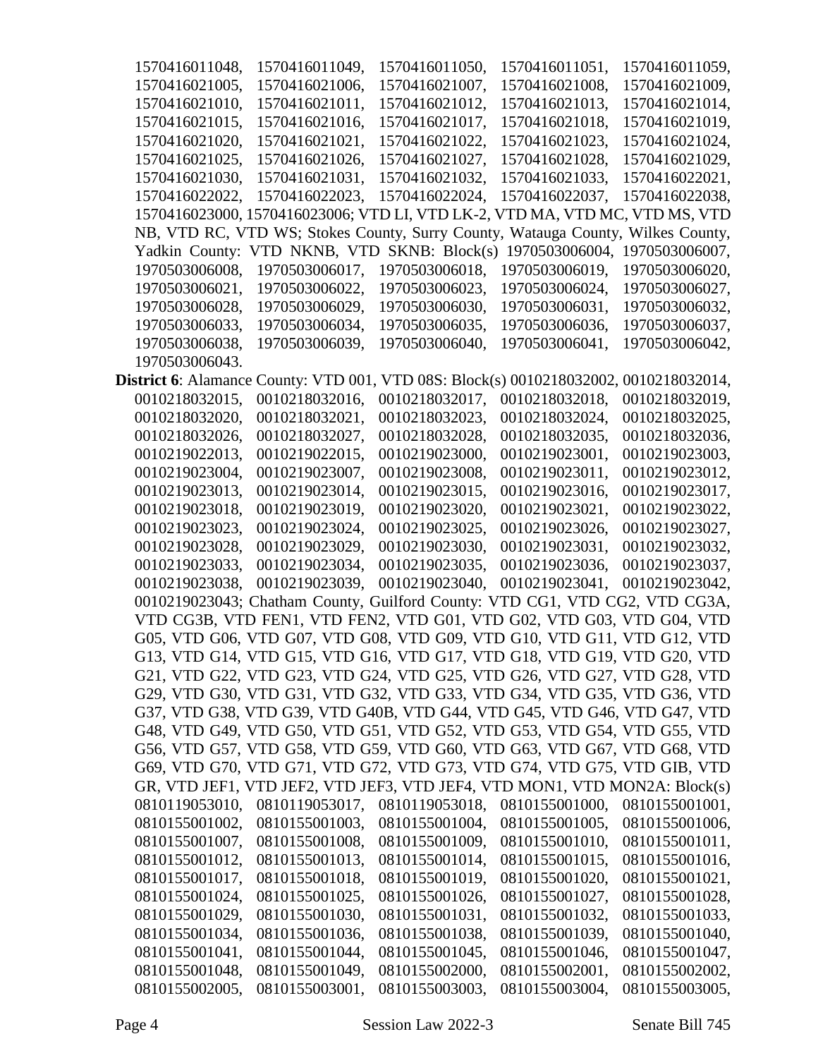1570416011048, 1570416011049, 1570416011050, 1570416011051, 1570416011059, 1570416021005, 1570416021006, 1570416021007, 1570416021008, 1570416021009, 1570416021010, 1570416021011, 1570416021012, 1570416021013, 1570416021014, 1570416021015, 1570416021016, 1570416021017, 1570416021018, 1570416021019, 1570416021020, 1570416021021, 1570416021022, 1570416021023, 1570416021024, 1570416021025, 1570416021026, 1570416021027, 1570416021028, 1570416021029, 1570416021030, 1570416021031, 1570416021032, 1570416021033, 1570416022021, 1570416022022, 1570416022023, 1570416022024, 1570416022037, 1570416022038, 1570416023000, 1570416023006; VTD LI, VTD LK-2, VTD MA, VTD MC, VTD MS, VTD NB, VTD RC, VTD WS; Stokes County, Surry County, Watauga County, Wilkes County, Yadkin County: VTD NKNB, VTD SKNB: Block(s) 1970503006004, 1970503006007, 1970503006008, 1970503006017, 1970503006018, 1970503006019, 1970503006020, 1970503006021, 1970503006022, 1970503006023, 1970503006024, 1970503006027, 1970503006028, 1970503006029, 1970503006030, 1970503006031, 1970503006032, 1970503006033, 1970503006034, 1970503006035, 1970503006036, 1970503006037, 1970503006038, 1970503006039, 1970503006040, 1970503006041, 1970503006042, 1970503006043.

**District 6**: Alamance County: VTD 001, VTD 08S: Block(s) 0010218032002, 0010218032014, 0010218032015, 0010218032016, 0010218032017, 0010218032018, 0010218032019, 0010218032020, 0010218032021, 0010218032023, 0010218032024, 0010218032025, 0010218032026, 0010218032027, 0010218032028, 0010218032035, 0010218032036, 0010219022013, 0010219022015, 0010219023000, 0010219023001, 0010219023003, 0010219023004, 0010219023007, 0010219023008, 0010219023011, 0010219023012, 0010219023013, 0010219023014, 0010219023015, 0010219023016, 0010219023017, 0010219023018, 0010219023019, 0010219023020, 0010219023021, 0010219023022, 0010219023023, 0010219023024, 0010219023025, 0010219023026, 0010219023027, 0010219023028, 0010219023029, 0010219023030, 0010219023031, 0010219023032, 0010219023033, 0010219023034, 0010219023035, 0010219023036, 0010219023037, 0010219023038, 0010219023039, 0010219023040, 0010219023041, 0010219023042, 0010219023043; Chatham County, Guilford County: VTD CG1, VTD CG2, VTD CG3A, VTD CG3B, VTD FEN1, VTD FEN2, VTD G01, VTD G02, VTD G03, VTD G04, VTD G05, VTD G06, VTD G07, VTD G08, VTD G09, VTD G10, VTD G11, VTD G12, VTD G13, VTD G14, VTD G15, VTD G16, VTD G17, VTD G18, VTD G19, VTD G20, VTD G21, VTD G22, VTD G23, VTD G24, VTD G25, VTD G26, VTD G27, VTD G28, VTD G29, VTD G30, VTD G31, VTD G32, VTD G33, VTD G34, VTD G35, VTD G36, VTD G37, VTD G38, VTD G39, VTD G40B, VTD G44, VTD G45, VTD G46, VTD G47, VTD G48, VTD G49, VTD G50, VTD G51, VTD G52, VTD G53, VTD G54, VTD G55, VTD G56, VTD G57, VTD G58, VTD G59, VTD G60, VTD G63, VTD G67, VTD G68, VTD G69, VTD G70, VTD G71, VTD G72, VTD G73, VTD G74, VTD G75, VTD GIB, VTD GR, VTD JEF1, VTD JEF2, VTD JEF3, VTD JEF4, VTD MON1, VTD MON2A: Block(s) 0810119053010, 0810119053017, 0810119053018, 0810155001000, 0810155001001, 0810155001002, 0810155001003, 0810155001004, 0810155001005, 0810155001006, 0810155001007, 0810155001008, 0810155001009, 0810155001010, 0810155001011, 0810155001012, 0810155001013, 0810155001014, 0810155001015, 0810155001016, 0810155001017, 0810155001018, 0810155001019, 0810155001020, 0810155001021, 0810155001024, 0810155001025, 0810155001026, 0810155001027, 0810155001028, 0810155001029, 0810155001030, 0810155001031, 0810155001032, 0810155001033, 0810155001034, 0810155001036, 0810155001038, 0810155001039, 0810155001040, 0810155001041, 0810155001044, 0810155001045, 0810155001046, 0810155001047, 0810155001048, 0810155001049, 0810155002000, 0810155002001, 0810155002002, 0810155002005, 0810155003001, 0810155003003, 0810155003004, 0810155003005,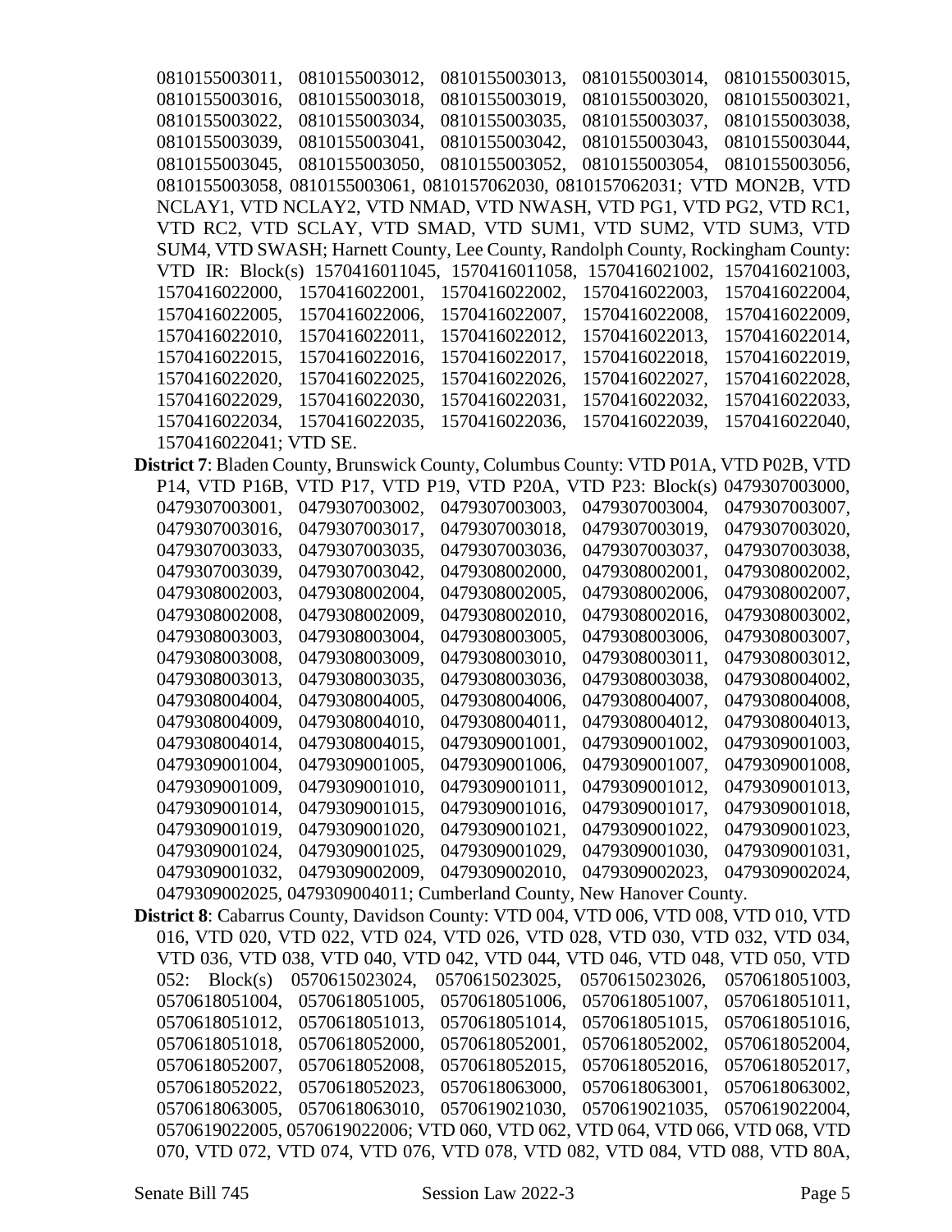0810155003011, 0810155003012, 0810155003013, 0810155003014, 0810155003015, 0810155003016, 0810155003018, 0810155003019, 0810155003020, 0810155003021, 0810155003022, 0810155003034, 0810155003035, 0810155003037, 0810155003038, 0810155003039, 0810155003041, 0810155003042, 0810155003043, 0810155003044, 0810155003045, 0810155003050, 0810155003052, 0810155003054, 0810155003056, 0810155003058, 0810155003061, 0810157062030, 0810157062031; VTD MON2B, VTD NCLAY1, VTD NCLAY2, VTD NMAD, VTD NWASH, VTD PG1, VTD PG2, VTD RC1, VTD RC2, VTD SCLAY, VTD SMAD, VTD SUM1, VTD SUM2, VTD SUM3, VTD SUM4, VTD SWASH; Harnett County, Lee County, Randolph County, Rockingham County: VTD IR: Block(s) 1570416011045, 1570416011058, 1570416021002, 1570416021003, 1570416022000, 1570416022001, 1570416022002, 1570416022003, 1570416022004, 1570416022005, 1570416022006, 1570416022007, 1570416022008, 1570416022009, 1570416022010, 1570416022011, 1570416022012, 1570416022013, 1570416022014, 1570416022015, 1570416022016, 1570416022017, 1570416022018, 1570416022019, 1570416022020, 1570416022025, 1570416022026, 1570416022027, 1570416022028, 1570416022029, 1570416022030, 1570416022031, 1570416022032, 1570416022033, 1570416022034, 1570416022035, 1570416022036, 1570416022039, 1570416022040, 1570416022041; VTD SE.

**District 7**: Bladen County, Brunswick County, Columbus County: VTD P01A, VTD P02B, VTD P14, VTD P16B, VTD P17, VTD P19, VTD P20A, VTD P23: Block(s) 0479307003000, 0479307003001, 0479307003002, 0479307003003, 0479307003004, 0479307003007, 0479307003016, 0479307003017, 0479307003018, 0479307003019, 0479307003020, 0479307003033, 0479307003035, 0479307003036, 0479307003037, 0479307003038, 0479307003039, 0479307003042, 0479308002000, 0479308002001, 0479308002002, 0479308002003, 0479308002004, 0479308002005, 0479308002006, 0479308002007, 0479308002008, 0479308002009, 0479308002010, 0479308002016, 0479308003002, 0479308003003, 0479308003004, 0479308003005, 0479308003006, 0479308003007, 0479308003008, 0479308003009, 0479308003010, 0479308003011, 0479308003012, 0479308003013, 0479308003035, 0479308003036, 0479308003038, 0479308004002, 0479308004004, 0479308004005, 0479308004006, 0479308004007, 0479308004008, 0479308004009, 0479308004010, 0479308004011, 0479308004012, 0479308004013, 0479308004014, 0479308004015, 0479309001001, 0479309001002, 0479309001003, 0479309001004, 0479309001005, 0479309001006, 0479309001007, 0479309001008, 0479309001009, 0479309001010, 0479309001011, 0479309001012, 0479309001013, 0479309001014, 0479309001015, 0479309001016, 0479309001017, 0479309001018, 0479309001019, 0479309001020, 0479309001021, 0479309001022, 0479309001023, 0479309001024, 0479309001025, 0479309001029, 0479309001030, 0479309001031, 0479309001032, 0479309002009, 0479309002010, 0479309002023, 0479309002024, 0479309002025, 0479309004011; Cumberland County, New Hanover County.

**District 8**: Cabarrus County, Davidson County: VTD 004, VTD 006, VTD 008, VTD 010, VTD 016, VTD 020, VTD 022, VTD 024, VTD 026, VTD 028, VTD 030, VTD 032, VTD 034, VTD 036, VTD 038, VTD 040, VTD 042, VTD 044, VTD 046, VTD 048, VTD 050, VTD 052: Block(s) 0570615023024, 0570615023025, 0570615023026, 0570618051003, 0570618051004, 0570618051005, 0570618051006, 0570618051007, 0570618051011, 0570618051012, 0570618051013, 0570618051014, 0570618051015, 0570618051016, 0570618051018, 0570618052000, 0570618052001, 0570618052002, 0570618052004, 0570618052007, 0570618052008, 0570618052015, 0570618052016, 0570618052017, 0570618052022, 0570618052023, 0570618063000, 0570618063001, 0570618063002, 0570618063005, 0570618063010, 0570619021030, 0570619021035, 0570619022004, 0570619022005, 0570619022006; VTD 060, VTD 062, VTD 064, VTD 066, VTD 068, VTD 070, VTD 072, VTD 074, VTD 076, VTD 078, VTD 082, VTD 084, VTD 088, VTD 80A,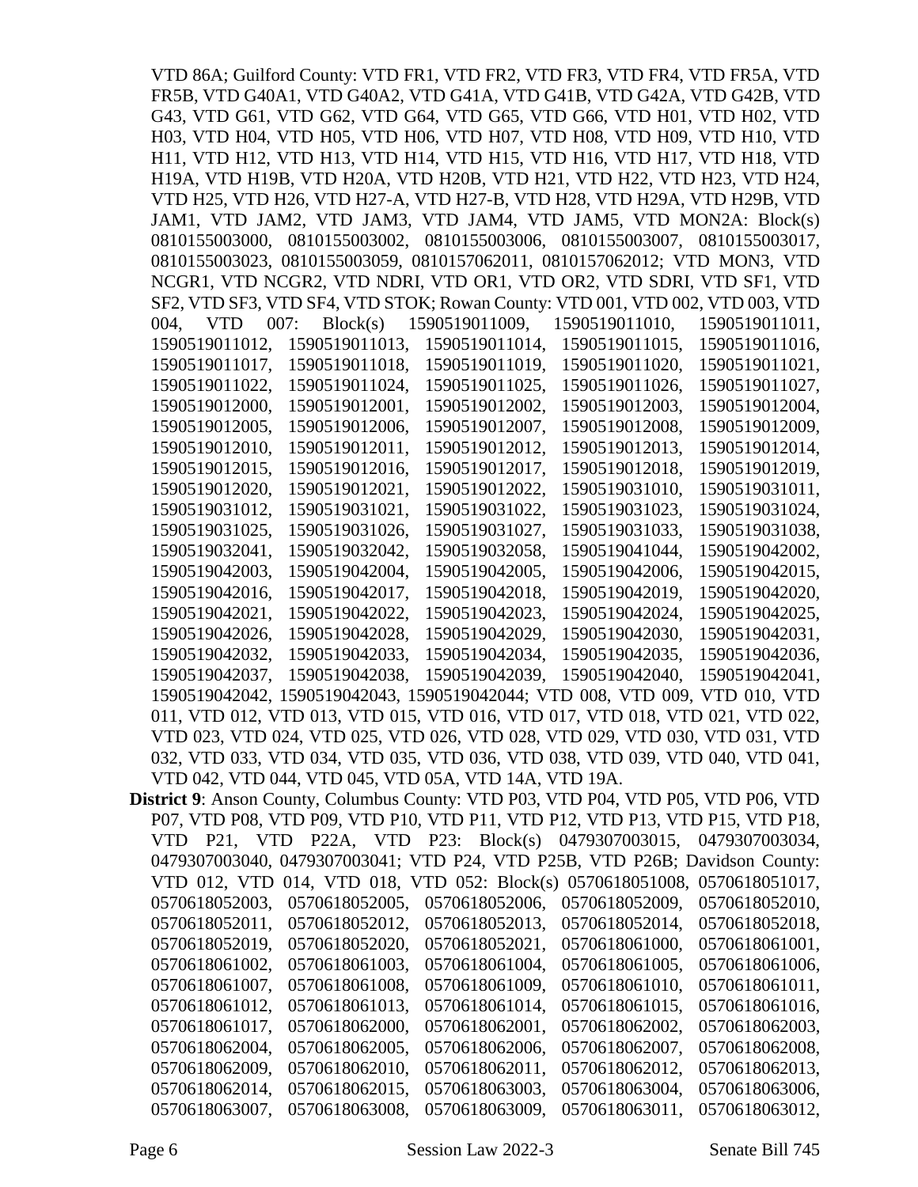VTD 86A; Guilford County: VTD FR1, VTD FR2, VTD FR3, VTD FR4, VTD FR5A, VTD FR5B, VTD G40A1, VTD G40A2, VTD G41A, VTD G41B, VTD G42A, VTD G42B, VTD G43, VTD G61, VTD G62, VTD G64, VTD G65, VTD G66, VTD H01, VTD H02, VTD H03, VTD H04, VTD H05, VTD H06, VTD H07, VTD H08, VTD H09, VTD H10, VTD H11, VTD H12, VTD H13, VTD H14, VTD H15, VTD H16, VTD H17, VTD H18, VTD H19A, VTD H19B, VTD H20A, VTD H20B, VTD H21, VTD H22, VTD H23, VTD H24, VTD H25, VTD H26, VTD H27-A, VTD H27-B, VTD H28, VTD H29A, VTD H29B, VTD JAM1, VTD JAM2, VTD JAM3, VTD JAM4, VTD JAM5, VTD MON2A: Block(s) 0810155003000, 0810155003002, 0810155003006, 0810155003007, 0810155003017, 0810155003023, 0810155003059, 0810157062011, 0810157062012; VTD MON3, VTD NCGR1, VTD NCGR2, VTD NDRI, VTD OR1, VTD OR2, VTD SDRI, VTD SF1, VTD SF2, VTD SF3, VTD SF4, VTD STOK; Rowan County: VTD 001, VTD 002, VTD 003, VTD 004, VTD 007: Block(s) 1590519011009, 1590519011010, 1590519011011, 1590519011012, 1590519011013, 1590519011014, 1590519011015, 1590519011016, 1590519011017, 1590519011018, 1590519011019, 1590519011020, 1590519011021, 1590519011022, 1590519011024, 1590519011025, 1590519011026, 1590519011027, 1590519012000, 1590519012001, 1590519012002, 1590519012003, 1590519012004, 1590519012005, 1590519012006, 1590519012007, 1590519012008, 1590519012009, 1590519012010, 1590519012011, 1590519012012, 1590519012013, 1590519012014, 1590519012015, 1590519012016, 1590519012017, 1590519012018, 1590519012019, 1590519012020, 1590519012021, 1590519012022, 1590519031010, 1590519031011, 1590519031012, 1590519031021, 1590519031022, 1590519031023, 1590519031024, 1590519031025, 1590519031026, 1590519031027, 1590519031033, 1590519031038, 1590519032041, 1590519032042, 1590519032058, 1590519041044, 1590519042002, 1590519042003, 1590519042004, 1590519042005, 1590519042006, 1590519042015, 1590519042016, 1590519042017, 1590519042018, 1590519042019, 1590519042020, 1590519042021, 1590519042022, 1590519042023, 1590519042024, 1590519042025, 1590519042026, 1590519042028, 1590519042029, 1590519042030, 1590519042031, 1590519042032, 1590519042033, 1590519042034, 1590519042035, 1590519042036, 1590519042037, 1590519042038, 1590519042039, 1590519042040, 1590519042041, 1590519042042, 1590519042043, 1590519042044; VTD 008, VTD 009, VTD 010, VTD 011, VTD 012, VTD 013, VTD 015, VTD 016, VTD 017, VTD 018, VTD 021, VTD 022, VTD 023, VTD 024, VTD 025, VTD 026, VTD 028, VTD 029, VTD 030, VTD 031, VTD 032, VTD 033, VTD 034, VTD 035, VTD 036, VTD 038, VTD 039, VTD 040, VTD 041, VTD 042, VTD 044, VTD 045, VTD 05A, VTD 14A, VTD 19A.

**District 9**: Anson County, Columbus County: VTD P03, VTD P04, VTD P05, VTD P06, VTD P07, VTD P08, VTD P09, VTD P10, VTD P11, VTD P12, VTD P13, VTD P15, VTD P18, VTD P21, VTD P22A, VTD P23: Block(s) 0479307003015, 0479307003034, 0479307003040, 0479307003041; VTD P24, VTD P25B, VTD P26B; Davidson County: VTD 012, VTD 014, VTD 018, VTD 052: Block(s) 0570618051008, 0570618051017, 0570618052003, 0570618052005, 0570618052006, 0570618052009, 0570618052010, 0570618052011, 0570618052012, 0570618052013, 0570618052014, 0570618052018, 0570618052019, 0570618052020, 0570618052021, 0570618061000, 0570618061001, 0570618061002, 0570618061003, 0570618061004, 0570618061005, 0570618061006, 0570618061007, 0570618061008, 0570618061009, 0570618061010, 0570618061011, 0570618061012, 0570618061013, 0570618061014, 0570618061015, 0570618061016, 0570618061017, 0570618062000, 0570618062001, 0570618062002, 0570618062003, 0570618062004, 0570618062005, 0570618062006, 0570618062007, 0570618062008, 0570618062009, 0570618062010, 0570618062011, 0570618062012, 0570618062013, 0570618062014, 0570618062015, 0570618063003, 0570618063004, 0570618063006, 0570618063007, 0570618063008, 0570618063009, 0570618063011, 0570618063012,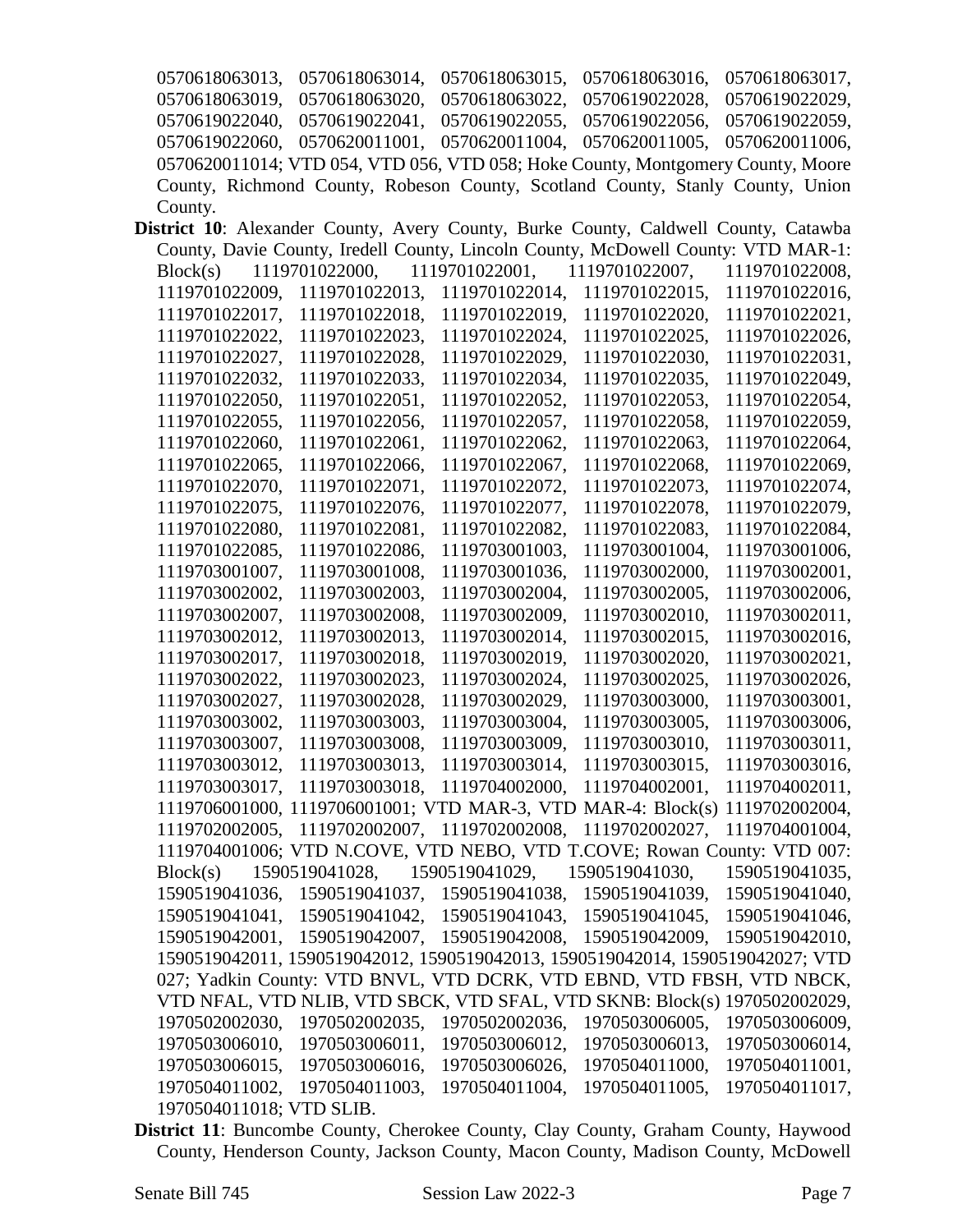0570618063013, 0570618063014, 0570618063015, 0570618063016, 0570618063017, 0570618063019, 0570618063020, 0570618063022, 0570619022028, 0570619022029, 0570619022040, 0570619022041, 0570619022055, 0570619022056, 0570619022059, 0570619022060, 0570620011001, 0570620011004, 0570620011005, 0570620011006, 0570620011014; VTD 054, VTD 056, VTD 058; Hoke County, Montgomery County, Moore County, Richmond County, Robeson County, Scotland County, Stanly County, Union County.

**District 10**: Alexander County, Avery County, Burke County, Caldwell County, Catawba County, Davie County, Iredell County, Lincoln County, McDowell County: VTD MAR-1: Block(s) 1119701022000, 1119701022001, 1119701022007, 1119701022008, 1119701022009, 1119701022013, 1119701022014, 1119701022015, 1119701022016, 1119701022017, 1119701022018, 1119701022019, 1119701022020, 1119701022021, 1119701022022, 1119701022023, 1119701022024, 1119701022025, 1119701022026, 1119701022027, 1119701022028, 1119701022029, 1119701022030, 1119701022031, 1119701022032, 1119701022033, 1119701022034, 1119701022035, 1119701022049, 1119701022050, 1119701022051, 1119701022052, 1119701022053, 1119701022054, 1119701022055, 1119701022056, 1119701022057, 1119701022058, 1119701022059, 1119701022060, 1119701022061, 1119701022062, 1119701022063, 1119701022064, 1119701022065, 1119701022066, 1119701022067, 1119701022068, 1119701022069, 1119701022070, 1119701022071, 1119701022072, 1119701022073, 1119701022074, 1119701022075, 1119701022076, 1119701022077, 1119701022078, 1119701022079, 1119701022080, 1119701022081, 1119701022082, 1119701022083, 1119701022084, 1119701022085, 1119701022086, 1119703001003, 1119703001004, 1119703001006, 1119703001007, 1119703001008, 1119703001036, 1119703002000, 1119703002001, 1119703002002, 1119703002003, 1119703002004, 1119703002005, 1119703002006, 1119703002007, 1119703002008, 1119703002009, 1119703002010, 1119703002011, 1119703002012, 1119703002013, 1119703002014, 1119703002015, 1119703002016, 1119703002017, 1119703002018, 1119703002019, 1119703002020, 1119703002021, 1119703002022, 1119703002023, 1119703002024, 1119703002025, 1119703002026, 1119703002027, 1119703002028, 1119703002029, 1119703003000, 1119703003001, 1119703003002, 1119703003003, 1119703003004, 1119703003005, 1119703003006, 1119703003007, 1119703003008, 1119703003009, 1119703003010, 1119703003011, 1119703003012, 1119703003013, 1119703003014, 1119703003015, 1119703003016, 1119703003017, 1119703003018, 1119704002000, 1119704002001, 1119704002011, 1119706001000, 1119706001001; VTD MAR-3, VTD MAR-4: Block(s) 1119702002004, 1119702002005, 1119702002007, 1119702002008, 1119702002027, 1119704001004, 1119704001006; VTD N.COVE, VTD NEBO, VTD T.COVE; Rowan County: VTD 007: Block(s) 1590519041028, 1590519041029, 1590519041030, 1590519041035, 1590519041036, 1590519041037, 1590519041038, 1590519041039, 1590519041040, 1590519041041, 1590519041042, 1590519041043, 1590519041045, 1590519041046, 1590519042001, 1590519042007, 1590519042008, 1590519042009, 1590519042010, 1590519042011, 1590519042012, 1590519042013, 1590519042014, 1590519042027; VTD 027; Yadkin County: VTD BNVL, VTD DCRK, VTD EBND, VTD FBSH, VTD NBCK, VTD NFAL, VTD NLIB, VTD SBCK, VTD SFAL, VTD SKNB: Block(s) 1970502002029, 1970502002030, 1970502002035, 1970502002036, 1970503006005, 1970503006009, 1970503006010, 1970503006011, 1970503006012, 1970503006013, 1970503006014, 1970503006015, 1970503006016, 1970503006026, 1970504011000, 1970504011001, 1970504011002, 1970504011003, 1970504011004, 1970504011005, 1970504011017, 1970504011018; VTD SLIB.

**District 11**: Buncombe County, Cherokee County, Clay County, Graham County, Haywood County, Henderson County, Jackson County, Macon County, Madison County, McDowell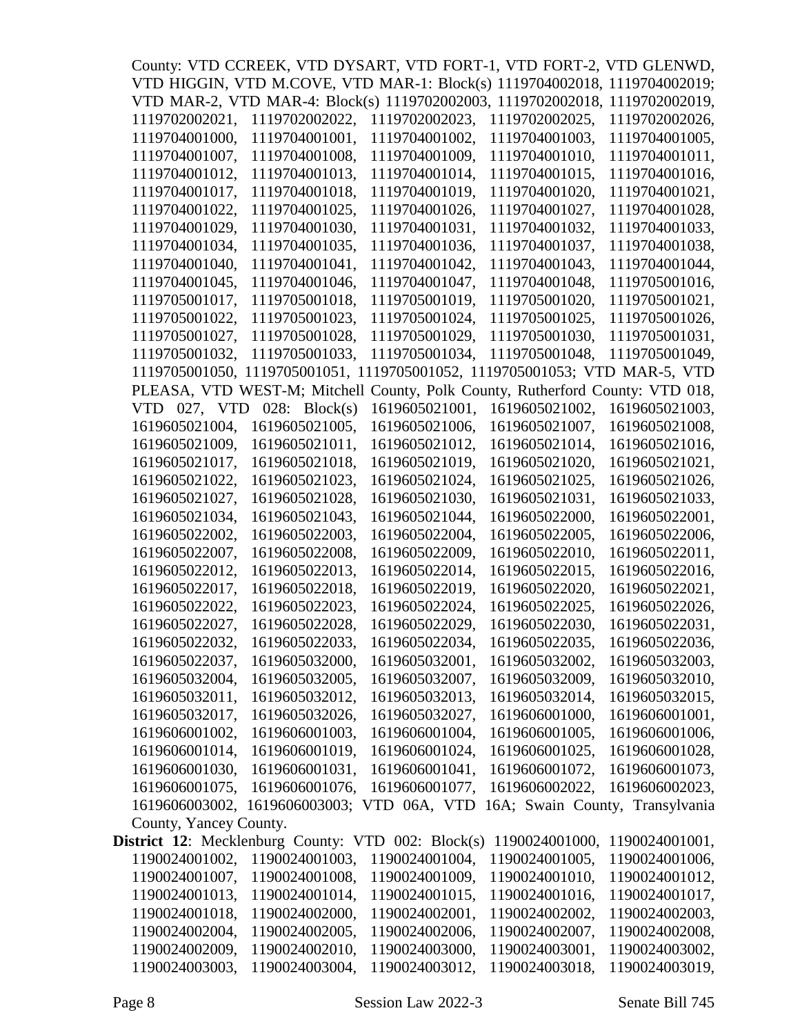County: VTD CCREEK, VTD DYSART, VTD FORT-1, VTD FORT-2, VTD GLENWD, VTD HIGGIN, VTD M.COVE, VTD MAR-1: Block(s) 1119704002018, 1119704002019; VTD MAR-2, VTD MAR-4: Block(s) 1119702002003, 1119702002018, 1119702002019, 1119702002021, 1119702002022, 1119702002023, 1119702002025, 1119702002026, 1119704001000, 1119704001001, 1119704001002, 1119704001003, 1119704001005, 1119704001007, 1119704001008, 1119704001009, 1119704001010, 1119704001011, 1119704001012, 1119704001013, 1119704001014, 1119704001015, 1119704001016, 1119704001017, 1119704001018, 1119704001019, 1119704001020, 1119704001021, 1119704001022, 1119704001025, 1119704001026, 1119704001027, 1119704001028, 1119704001029, 1119704001030, 1119704001031, 1119704001032, 1119704001033, 1119704001034, 1119704001035, 1119704001036, 1119704001037, 1119704001038, 1119704001040, 1119704001041, 1119704001042, 1119704001043, 1119704001044, 1119704001045, 1119704001046, 1119704001047, 1119704001048, 1119705001016, 1119705001017, 1119705001018, 1119705001019, 1119705001020, 1119705001021, 1119705001022, 1119705001023, 1119705001024, 1119705001025, 1119705001026, 1119705001027, 1119705001028, 1119705001029, 1119705001030, 1119705001031, 1119705001032, 1119705001033, 1119705001034, 1119705001048, 1119705001049, 1119705001050, 1119705001051, 1119705001052, 1119705001053; VTD MAR-5, VTD PLEASA, VTD WEST-M; Mitchell County, Polk County, Rutherford County: VTD 018, VTD 027, VTD 028: Block(s) 1619605021001, 1619605021002, 1619605021003, 1619605021004, 1619605021005, 1619605021006, 1619605021007, 1619605021008, 1619605021009, 1619605021011, 1619605021012, 1619605021014, 1619605021016, 1619605021017, 1619605021018, 1619605021019, 1619605021020, 1619605021021, 1619605021022, 1619605021023, 1619605021024, 1619605021025, 1619605021026, 1619605021027, 1619605021028, 1619605021030, 1619605021031, 1619605021033, 1619605021034, 1619605021043, 1619605021044, 1619605022000, 1619605022001, 1619605022002, 1619605022003, 1619605022004, 1619605022005, 1619605022006, 1619605022007, 1619605022008, 1619605022009, 1619605022010, 1619605022011, 1619605022012, 1619605022013, 1619605022014, 1619605022015, 1619605022016, 1619605022017, 1619605022018, 1619605022019, 1619605022020, 1619605022021, 1619605022022, 1619605022023, 1619605022024, 1619605022025, 1619605022026, 1619605022027, 1619605022028, 1619605022029, 1619605022030, 1619605022031, 1619605022032, 1619605022033, 1619605022034, 1619605022035, 1619605022036, 1619605022037, 1619605032000, 1619605032001, 1619605032002, 1619605032003, 1619605032004, 1619605032005, 1619605032007, 1619605032009, 1619605032010, 1619605032011, 1619605032012, 1619605032013, 1619605032014, 1619605032015, 1619605032017, 1619605032026, 1619605032027, 1619606001000, 1619606001001, 1619606001002, 1619606001003, 1619606001004, 1619606001005, 1619606001006, 1619606001014, 1619606001019, 1619606001024, 1619606001025, 1619606001028, 1619606001030, 1619606001031, 1619606001041, 1619606001072, 1619606001073, 1619606001075, 1619606001076, 1619606001077, 1619606002022, 1619606002023, 1619606003002, 1619606003003; VTD 06A, VTD 16A; Swain County, Transylvania County, Yancey County.

**District 12**: Mecklenburg County: VTD 002: Block(s) 1190024001000, 1190024001001, 1190024001002, 1190024001003, 1190024001004, 1190024001005, 1190024001006, 1190024001007, 1190024001008, 1190024001009, 1190024001010, 1190024001012, 1190024001013, 1190024001014, 1190024001015, 1190024001016, 1190024001017, 1190024001018, 1190024002000, 1190024002001, 1190024002002, 1190024002003, 1190024002004, 1190024002005, 1190024002006, 1190024002007, 1190024002008, 1190024002009, 1190024002010, 1190024003000, 1190024003001, 1190024003002, 1190024003003, 1190024003004, 1190024003012, 1190024003018, 1190024003019,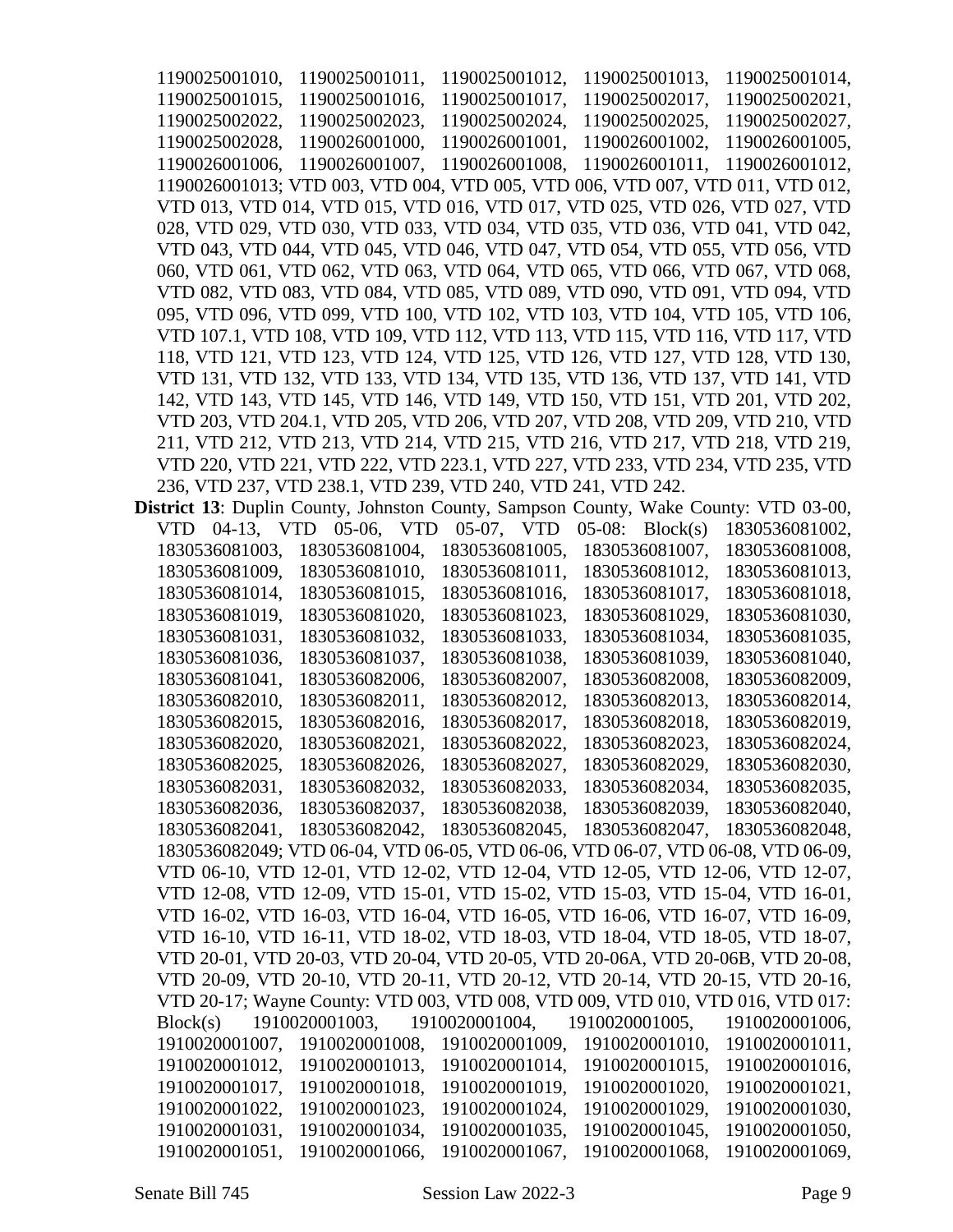1190025001010, 1190025001011, 1190025001012, 1190025001013, 1190025001014, 1190025001015, 1190025001016, 1190025001017, 1190025002017, 1190025002021, 1190025002022, 1190025002023, 1190025002024, 1190025002025, 1190025002027, 1190025002028, 1190026001000, 1190026001001, 1190026001002, 1190026001005, 1190026001006, 1190026001007, 1190026001008, 1190026001011, 1190026001012, 1190026001013; VTD 003, VTD 004, VTD 005, VTD 006, VTD 007, VTD 011, VTD 012, VTD 013, VTD 014, VTD 015, VTD 016, VTD 017, VTD 025, VTD 026, VTD 027, VTD 028, VTD 029, VTD 030, VTD 033, VTD 034, VTD 035, VTD 036, VTD 041, VTD 042, VTD 043, VTD 044, VTD 045, VTD 046, VTD 047, VTD 054, VTD 055, VTD 056, VTD 060, VTD 061, VTD 062, VTD 063, VTD 064, VTD 065, VTD 066, VTD 067, VTD 068, VTD 082, VTD 083, VTD 084, VTD 085, VTD 089, VTD 090, VTD 091, VTD 094, VTD 095, VTD 096, VTD 099, VTD 100, VTD 102, VTD 103, VTD 104, VTD 105, VTD 106, VTD 107.1, VTD 108, VTD 109, VTD 112, VTD 113, VTD 115, VTD 116, VTD 117, VTD 118, VTD 121, VTD 123, VTD 124, VTD 125, VTD 126, VTD 127, VTD 128, VTD 130, VTD 131, VTD 132, VTD 133, VTD 134, VTD 135, VTD 136, VTD 137, VTD 141, VTD 142, VTD 143, VTD 145, VTD 146, VTD 149, VTD 150, VTD 151, VTD 201, VTD 202, VTD 203, VTD 204.1, VTD 205, VTD 206, VTD 207, VTD 208, VTD 209, VTD 210, VTD 211, VTD 212, VTD 213, VTD 214, VTD 215, VTD 216, VTD 217, VTD 218, VTD 219, VTD 220, VTD 221, VTD 222, VTD 223.1, VTD 227, VTD 233, VTD 234, VTD 235, VTD 236, VTD 237, VTD 238.1, VTD 239, VTD 240, VTD 241, VTD 242.

**District 13**: Duplin County, Johnston County, Sampson County, Wake County: VTD 03-00, VTD 04-13, VTD 05-06, VTD 05-07, VTD 05-08: Block(s) 1830536081002, 1830536081003, 1830536081004, 1830536081005, 1830536081007, 1830536081008, 1830536081009, 1830536081010, 1830536081011, 1830536081012, 1830536081013, 1830536081014, 1830536081015, 1830536081016, 1830536081017, 1830536081018, 1830536081019, 1830536081020, 1830536081023, 1830536081029, 1830536081030, 1830536081031, 1830536081032, 1830536081033, 1830536081034, 1830536081035, 1830536081036, 1830536081037, 1830536081038, 1830536081039, 1830536081040, 1830536081041, 1830536082006, 1830536082007, 1830536082008, 1830536082009, 1830536082010, 1830536082011, 1830536082012, 1830536082013, 1830536082014, 1830536082015, 1830536082016, 1830536082017, 1830536082018, 1830536082019, 1830536082020, 1830536082021, 1830536082022, 1830536082023, 1830536082024, 1830536082025, 1830536082026, 1830536082027, 1830536082029, 1830536082030, 1830536082031, 1830536082032, 1830536082033, 1830536082034, 1830536082035, 1830536082036, 1830536082037, 1830536082038, 1830536082039, 1830536082040, 1830536082041, 1830536082042, 1830536082045, 1830536082047, 1830536082048, 1830536082049; VTD 06-04, VTD 06-05, VTD 06-06, VTD 06-07, VTD 06-08, VTD 06-09, VTD 06-10, VTD 12-01, VTD 12-02, VTD 12-04, VTD 12-05, VTD 12-06, VTD 12-07, VTD 12-08, VTD 12-09, VTD 15-01, VTD 15-02, VTD 15-03, VTD 15-04, VTD 16-01, VTD 16-02, VTD 16-03, VTD 16-04, VTD 16-05, VTD 16-06, VTD 16-07, VTD 16-09, VTD 16-10, VTD 16-11, VTD 18-02, VTD 18-03, VTD 18-04, VTD 18-05, VTD 18-07, VTD 20-01, VTD 20-03, VTD 20-04, VTD 20-05, VTD 20-06A, VTD 20-06B, VTD 20-08, VTD 20-09, VTD 20-10, VTD 20-11, VTD 20-12, VTD 20-14, VTD 20-15, VTD 20-16, VTD 20-17; Wayne County: VTD 003, VTD 008, VTD 009, VTD 010, VTD 016, VTD 017: Block(s) 1910020001003, 1910020001004, 1910020001005, 1910020001006, 1910020001007, 1910020001008, 1910020001009, 1910020001010, 1910020001011, 1910020001012, 1910020001013, 1910020001014, 1910020001015, 1910020001016, 1910020001017, 1910020001018, 1910020001019, 1910020001020, 1910020001021, 1910020001022, 1910020001023, 1910020001024, 1910020001029, 1910020001030, 1910020001031, 1910020001034, 1910020001035, 1910020001045, 1910020001050, 1910020001051, 1910020001066, 1910020001067, 1910020001068, 1910020001069,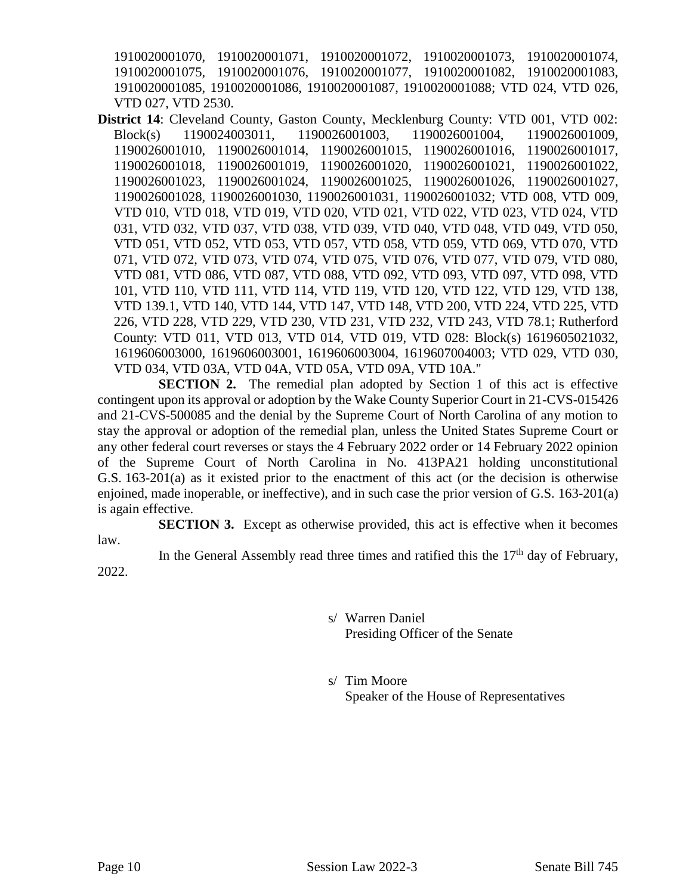1910020001070, 1910020001071, 1910020001072, 1910020001073, 1910020001074, 1910020001075, 1910020001076, 1910020001077, 1910020001082, 1910020001083, 1910020001085, 1910020001086, 1910020001087, 1910020001088; VTD 024, VTD 026, VTD 027, VTD 2530.

**District 14**: Cleveland County, Gaston County, Mecklenburg County: VTD 001, VTD 002: Block(s) 1190024003011, 1190026001003, 1190026001004, 1190026001009, 1190026001010, 1190026001014, 1190026001015, 1190026001016, 1190026001017, 1190026001018, 1190026001019, 1190026001020, 1190026001021, 1190026001022, 1190026001023, 1190026001024, 1190026001025, 1190026001026, 1190026001027, 1190026001028, 1190026001030, 1190026001031, 1190026001032; VTD 008, VTD 009, VTD 010, VTD 018, VTD 019, VTD 020, VTD 021, VTD 022, VTD 023, VTD 024, VTD 031, VTD 032, VTD 037, VTD 038, VTD 039, VTD 040, VTD 048, VTD 049, VTD 050, VTD 051, VTD 052, VTD 053, VTD 057, VTD 058, VTD 059, VTD 069, VTD 070, VTD 071, VTD 072, VTD 073, VTD 074, VTD 075, VTD 076, VTD 077, VTD 079, VTD 080, VTD 081, VTD 086, VTD 087, VTD 088, VTD 092, VTD 093, VTD 097, VTD 098, VTD 101, VTD 110, VTD 111, VTD 114, VTD 119, VTD 120, VTD 122, VTD 129, VTD 138, VTD 139.1, VTD 140, VTD 144, VTD 147, VTD 148, VTD 200, VTD 224, VTD 225, VTD 226, VTD 228, VTD 229, VTD 230, VTD 231, VTD 232, VTD 243, VTD 78.1; Rutherford County: VTD 011, VTD 013, VTD 014, VTD 019, VTD 028: Block(s) 1619605021032, 1619606003000, 1619606003001, 1619606003004, 1619607004003; VTD 029, VTD 030, VTD 034, VTD 03A, VTD 04A, VTD 05A, VTD 09A, VTD 10A."

**SECTION 2.** The remedial plan adopted by Section 1 of this act is effective contingent upon its approval or adoption by the Wake County Superior Court in 21-CVS-015426 and 21-CVS-500085 and the denial by the Supreme Court of North Carolina of any motion to stay the approval or adoption of the remedial plan, unless the United States Supreme Court or any other federal court reverses or stays the 4 February 2022 order or 14 February 2022 opinion of the Supreme Court of North Carolina in No. 413PA21 holding unconstitutional G.S. 163-201(a) as it existed prior to the enactment of this act (or the decision is otherwise enjoined, made inoperable, or ineffective), and in such case the prior version of G.S. 163-201(a) is again effective.

**SECTION 3.** Except as otherwise provided, this act is effective when it becomes law.

In the General Assembly read three times and ratified this the 17th day of February, 2022.

s/ Warren Daniel
Presiding Officer of the Senate

s/ Tim Moore
Speaker of the House of Representatives